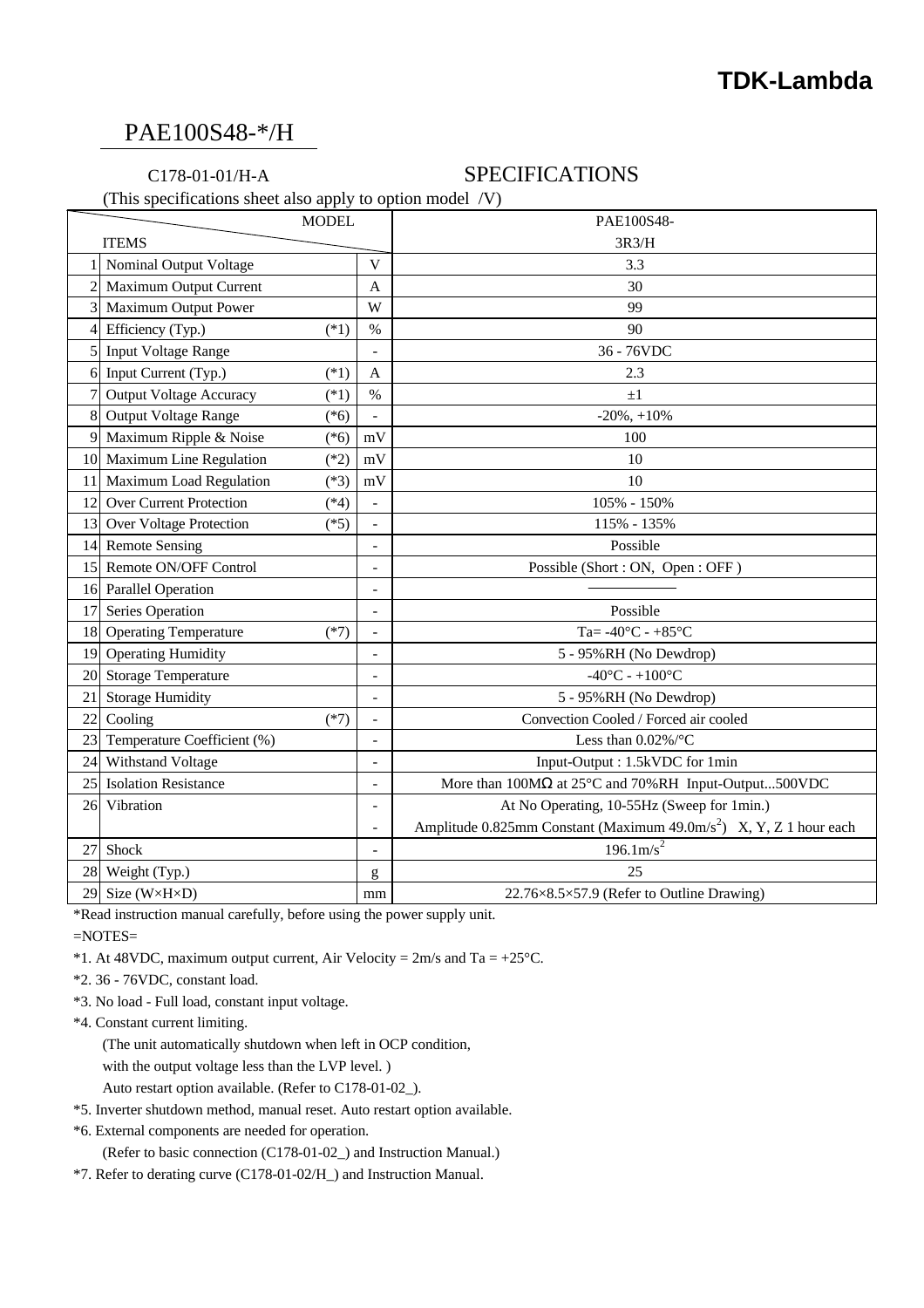**TDK-Lambda**

# PAE100S48-*/H

C178-01-01/H-A

## SPECIFICATIONS

(This specifications sheet also apply to option model /V)

| | ITEMS / MODEL | | PAE100S48-3R3/H |
|---|---|---|---|
| 1 | Nominal Output Voltage | V | 3.3 |
| 2 | Maximum Output Current | A | 30 |
| 3 | Maximum Output Power | W | 99 |
| 4 | Efficiency (Typ.) (*1) | % | 90 |
| 5 | Input Voltage Range | - | 36 - 76VDC |
| 6 | Input Current (Typ.) (*1) | A | 2.3 |
| 7 | Output Voltage Accuracy (*1) | % | ±1 |
| 8 | Output Voltage Range (*6) | - | -20%, +10% |
| 9 | Maximum Ripple & Noise (*6) | mV | 100 |
| 10 | Maximum Line Regulation (*2) | mV | 10 |
| 11 | Maximum Load Regulation (*3) | mV | 10 |
| 12 | Over Current Protection (*4) | - | 105% - 150% |
| 13 | Over Voltage Protection (*5) | - | 115% - 135% |
| 14 | Remote Sensing | - | Possible |
| 15 | Remote ON/OFF Control | - | Possible (Short : ON, Open : OFF ) |
| 16 | Parallel Operation | - | ―――― |
| 17 | Series Operation | - | Possible |
| 18 | Operating Temperature (*7) | - | Ta= -40°C - +85°C |
| 19 | Operating Humidity | - | 5 - 95%RH (No Dewdrop) |
| 20 | Storage Temperature | - | -40°C - +100°C |
| 21 | Storage Humidity | - | 5 - 95%RH (No Dewdrop) |
| 22 | Cooling (*7) | - | Convection Cooled / Forced air cooled |
| 23 | Temperature Coefficient (%) | - | Less than 0.02%/°C |
| 24 | Withstand Voltage | - | Input-Output : 1.5kVDC for 1min |
| 25 | Isolation Resistance | - | More than 100MΩ at 25°C and 70%RH Input-Output...500VDC |
| 26 | Vibration | - | At No Operating, 10-55Hz (Sweep for 1min.) |
| | | - | Amplitude 0.825mm Constant (Maximum 49.0m/s$^2$) X, Y, Z 1 hour each |
| 27 | Shock | - | 196.1m/s$^2$ |
| 28 | Weight (Typ.) | g | 25 |
| 29 | Size (W×H×D) | mm | 22.76×8.5×57.9 (Refer to Outline Drawing) |

*Read instruction manual carefully, before using the power supply unit.

=NOTES=

*1. At 48VDC, maximum output current, Air Velocity = 2m/s and Ta = +25°C.

*2. 36 - 76VDC, constant load.

*3. No load - Full load, constant input voltage.

*4. Constant current limiting.
(The unit automatically shutdown when left in OCP condition,
with the output voltage less than the LVP level. )
Auto restart option available. (Refer to C178-01-02_).

*5. Inverter shutdown method, manual reset. Auto restart option available.

*6. External components are needed for operation.
(Refer to basic connection (C178-01-02_) and Instruction Manual.)

*7. Refer to derating curve (C178-01-02/H_) and Instruction Manual.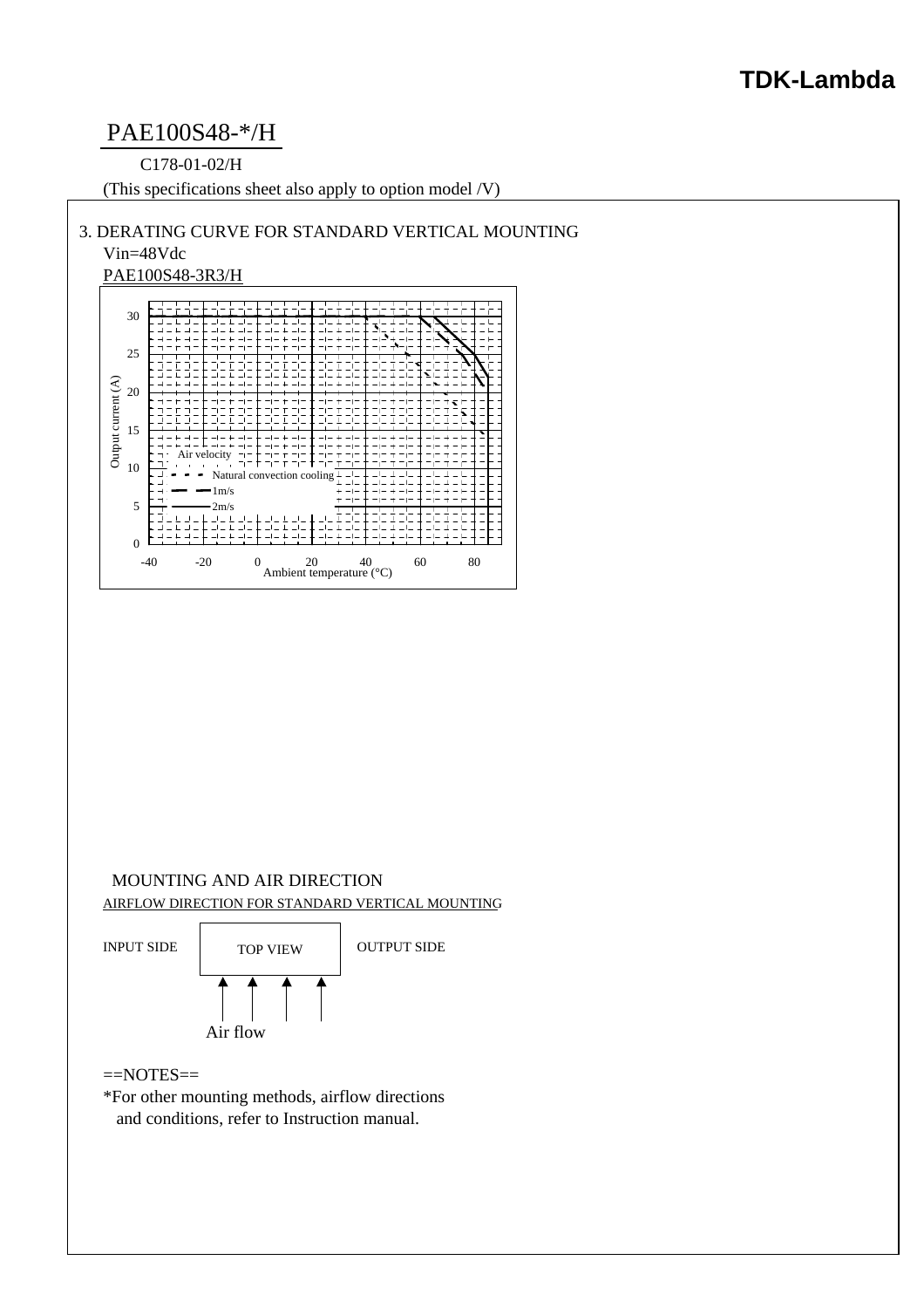TDK-Lambda

# PAE100S48-*/H

C178-01-02/H

(This specifications sheet also apply to option model /V)

## 3. DERATING CURVE FOR STANDARD VERTICAL MOUNTING

Vin=48Vdc

PAE100S48-3R3/H

Ouput current (A)

0
5
10
15
20
25
30

-40
-20
0
20
40
60
80

Ambient temperature (°C)

Air velocity

Natural convection cooling

1m/s

2m/s

### MOUNTING AND AIR DIRECTION

AIRFLOW DIRECTION FOR STANDARD VERTICAL MOUNTING

INPUT SIDE

TOP VIEW

OUTPUT SIDE

Air flow

==NOTES==

*For other mounting methods, airflow directions and conditions, refer to Instruction manual.